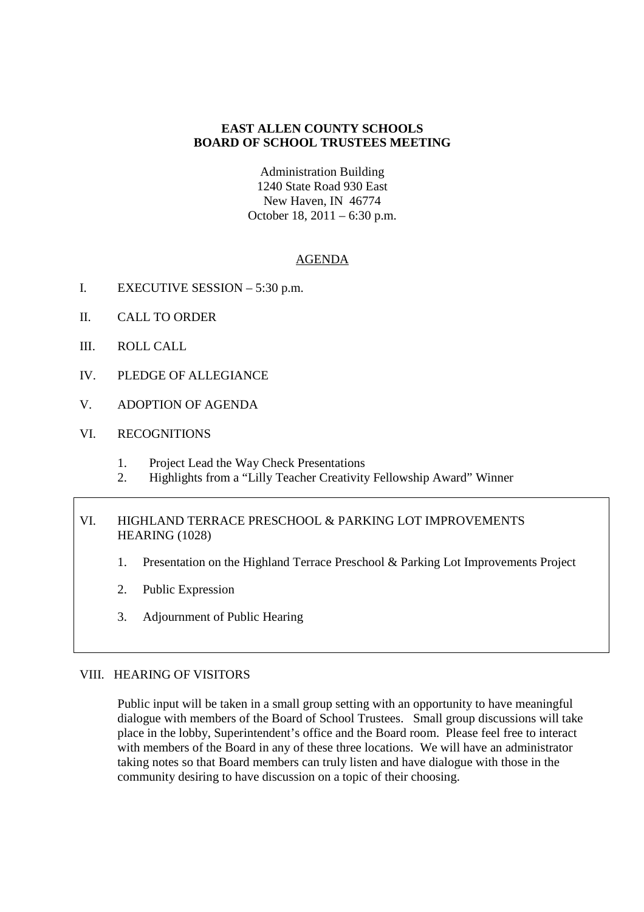**EAST ALLEN COUNTY SCHOOLS**
**BOARD OF SCHOOL TRUSTEES MEETING**

Administration Building
1240 State Road 930 East
New Haven, IN 46774
October 18, 2011 – 6:30 p.m.

AGENDA

I. EXECUTIVE SESSION – 5:30 p.m.

II. CALL TO ORDER

III. ROLL CALL

IV. PLEDGE OF ALLEGIANCE

V. ADOPTION OF AGENDA

VI. RECOGNITIONS

1. Project Lead the Way Check Presentations
2. Highlights from a "Lilly Teacher Creativity Fellowship Award" Winner

VI. HIGHLAND TERRACE PRESCHOOL & PARKING LOT IMPROVEMENTS HEARING (1028)

1. Presentation on the Highland Terrace Preschool & Parking Lot Improvements Project
2. Public Expression
3. Adjournment of Public Hearing

VIII. HEARING OF VISITORS

Public input will be taken in a small group setting with an opportunity to have meaningful dialogue with members of the Board of School Trustees. Small group discussions will take place in the lobby, Superintendent's office and the Board room. Please feel free to interact with members of the Board in any of these three locations. We will have an administrator taking notes so that Board members can truly listen and have dialogue with those in the community desiring to have discussion on a topic of their choosing.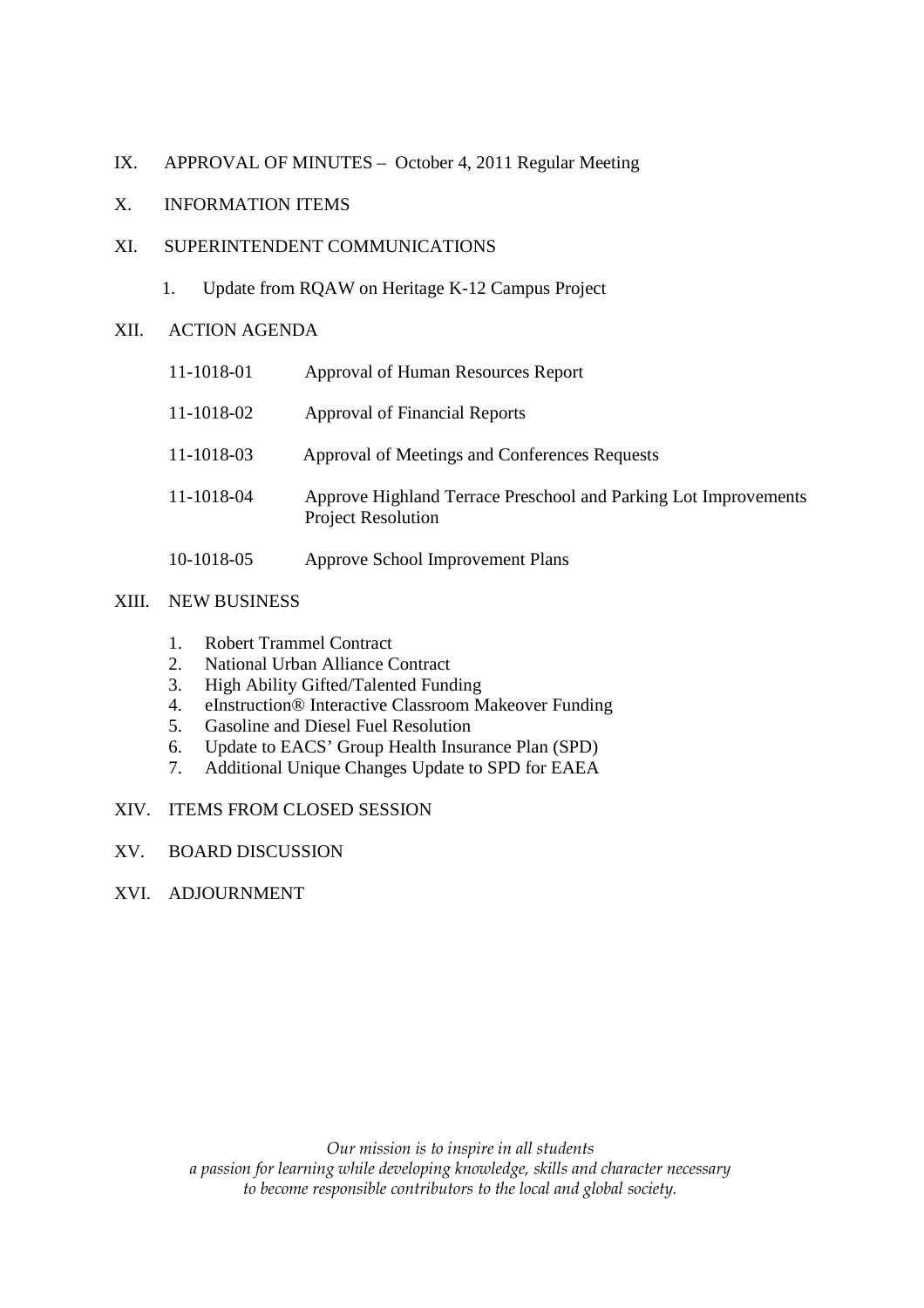IX. APPROVAL OF MINUTES – October 4, 2011 Regular Meeting

X. INFORMATION ITEMS

XI. SUPERINTENDENT COMMUNICATIONS

1. Update from RQAW on Heritage K-12 Campus Project

XII. ACTION AGENDA

| | |
|---|---|
| 11-1018-01 | Approval of Human Resources Report |
| 11-1018-02 | Approval of Financial Reports |
| 11-1018-03 | Approval of Meetings and Conferences Requests |
| 11-1018-04 | Approve Highland Terrace Preschool and Parking Lot Improvements Project Resolution |
| 10-1018-05 | Approve School Improvement Plans |

XIII. NEW BUSINESS

1. Robert Trammel Contract
2. National Urban Alliance Contract
3. High Ability Gifted/Talented Funding
4. eInstruction® Interactive Classroom Makeover Funding
5. Gasoline and Diesel Fuel Resolution
6. Update to EACS' Group Health Insurance Plan (SPD)
7. Additional Unique Changes Update to SPD for EAEA

XIV. ITEMS FROM CLOSED SESSION

XV. BOARD DISCUSSION

XVI. ADJOURNMENT

*Our mission is to inspire in all students*
*a passion for learning while developing knowledge, skills and character necessary*
*to become responsible contributors to the local and global society.*